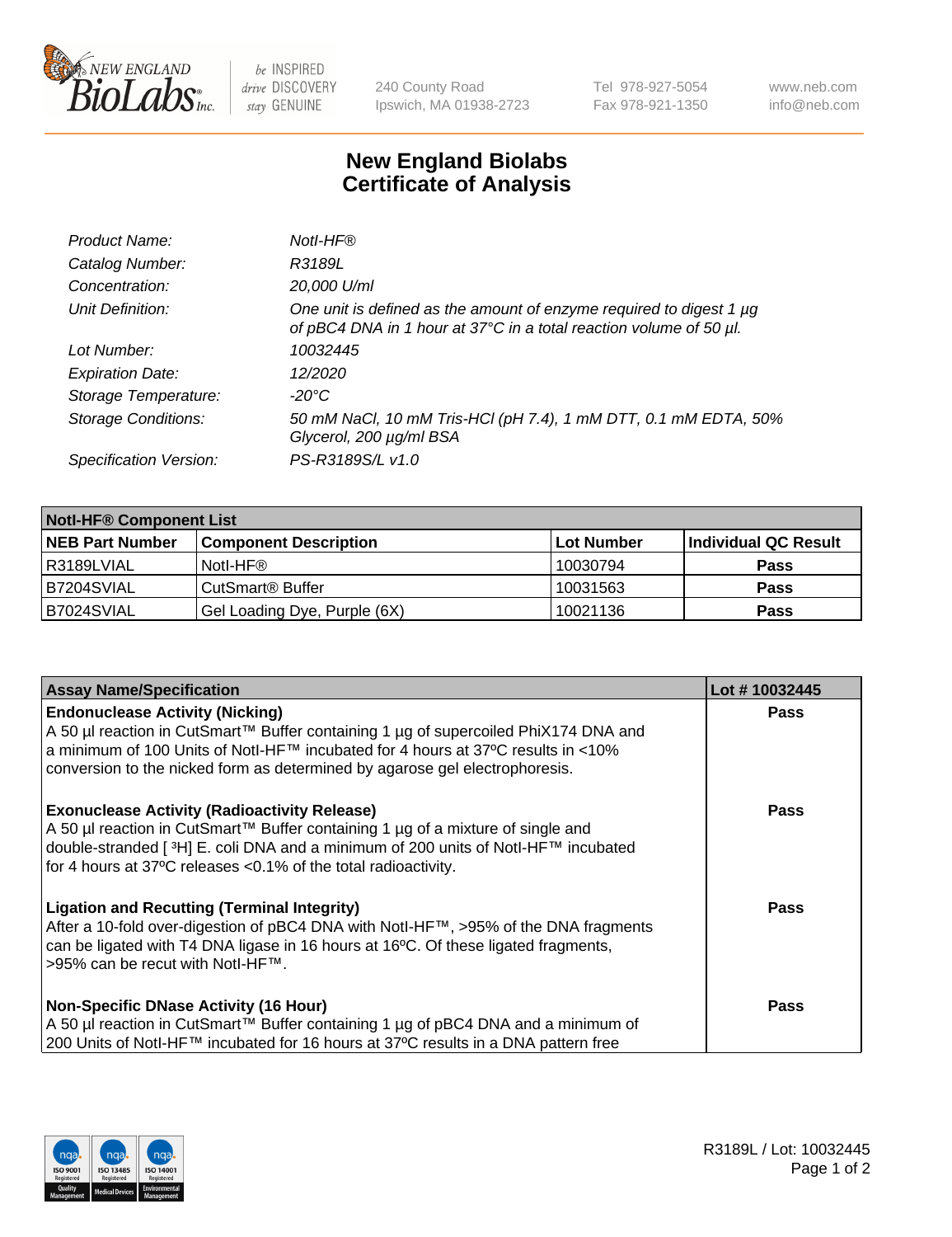# New England Biolabs Certificate of Analysis

| | |
|---|---|
| *Product Name:* | *NotI-HF®* |
| *Catalog Number:* | *R3189L* |
| *Concentration:* | *20,000 U/ml* |
| *Unit Definition:* | *One unit is defined as the amount of enzyme required to digest 1 µg of pBC4 DNA in 1 hour at 37°C in a total reaction volume of 50 µl.* |
| *Lot Number:* | *10032445* |
| *Expiration Date:* | *12/2020* |
| *Storage Temperature:* | *-20°C* |
| *Storage Conditions:* | *50 mM NaCl, 10 mM Tris-HCl (pH 7.4), 1 mM DTT, 0.1 mM EDTA, 50% Glycerol, 200 µg/ml BSA* |
| *Specification Version:* | *PS-R3189S/L v1.0* |

| NotI-HF® Component List | | | |
|---|---|---|---|
| **NEB Part Number** | **Component Description** | **Lot Number** | **Individual QC Result** |
| R3189LVIAL | NotI-HF® | 10030794 | **Pass** |
| B7204SVIAL | CutSmart® Buffer | 10031563 | **Pass** |
| B7024SVIAL | Gel Loading Dye, Purple (6X) | 10021136 | **Pass** |

| Assay Name/Specification | Lot # 10032445 |
|---|---|
| **Endonuclease Activity (Nicking)**<br>A 50 µl reaction in CutSmart™ Buffer containing 1 µg of supercoiled PhiX174 DNA and a minimum of 100 Units of NotI-HF™ incubated for 4 hours at 37ºC results in <10% conversion to the nicked form as determined by agarose gel electrophoresis. | **Pass** |
| **Exonuclease Activity (Radioactivity Release)**<br>A 50 µl reaction in CutSmart™ Buffer containing 1 µg of a mixture of single and double-stranded [$^{3}$H] E. coli DNA and a minimum of 200 units of NotI-HF™ incubated for 4 hours at 37ºC releases <0.1% of the total radioactivity. | **Pass** |
| **Ligation and Recutting (Terminal Integrity)**<br>After a 10-fold over-digestion of pBC4 DNA with NotI-HF™, >95% of the DNA fragments can be ligated with T4 DNA ligase in 16 hours at 16ºC. Of these ligated fragments, >95% can be recut with NotI-HF™. | **Pass** |
| **Non-Specific DNase Activity (16 Hour)**<br>A 50 µl reaction in CutSmart™ Buffer containing 1 µg of pBC4 DNA and a minimum of 200 Units of NotI-HF™ incubated for 16 hours at 37ºC results in a DNA pattern free | **Pass** |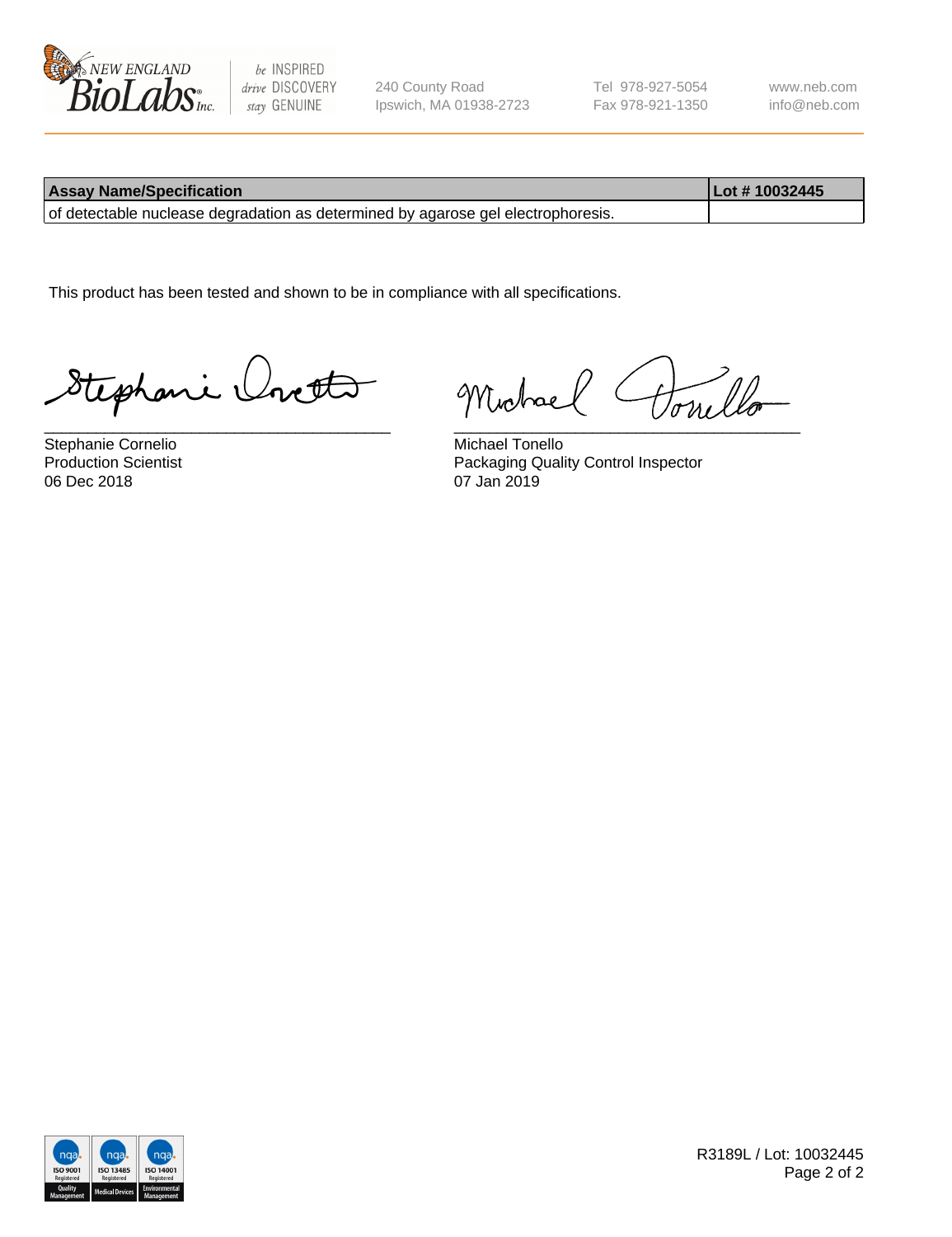| Assay Name/Specification | Lot # 10032445 |
| --- | --- |
| of detectable nuclease degradation as determined by agarose gel electrophoresis. | |

This product has been tested and shown to be in compliance with all specifications.

Stephanie Cornelio
Production Scientist
06 Dec 2018

Michael Tonello
Packaging Quality Control Inspector
07 Jan 2019

R3189L / Lot: 10032445